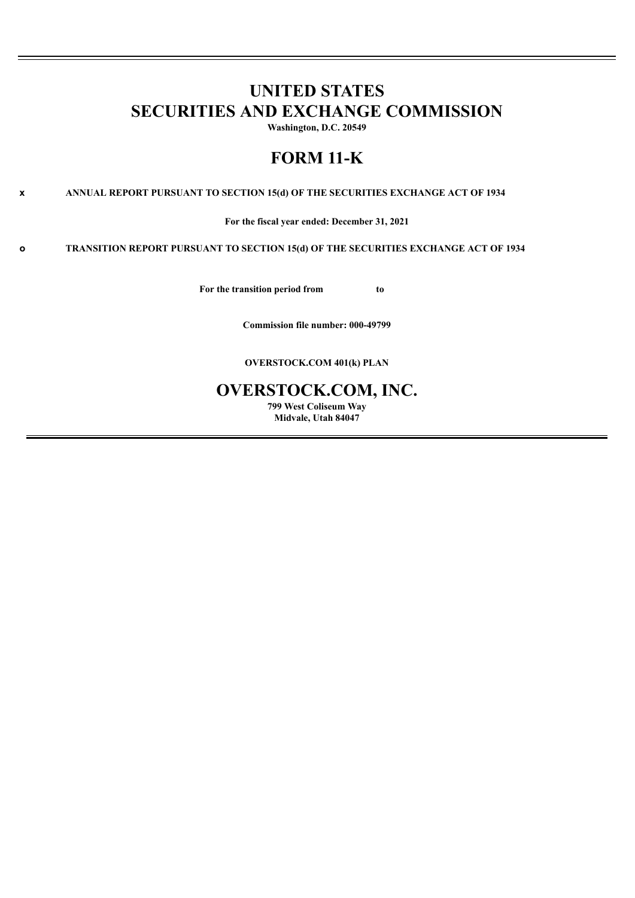# UNITED STATES
# SECURITIES AND EXCHANGE COMMISSION

**Washington, D.C. 20549**

# FORM 11-K

**x** **ANNUAL REPORT PURSUANT TO SECTION 15(d) OF THE SECURITIES EXCHANGE ACT OF 1934**

**For the fiscal year ended: December 31, 2021**

**o** **TRANSITION REPORT PURSUANT TO SECTION 15(d) OF THE SECURITIES EXCHANGE ACT OF 1934**

**For the transition period from to**

**Commission file number: 000-49799**

**OVERSTOCK.COM 401(k) PLAN**

# OVERSTOCK.COM, INC.

**799 West Coliseum Way**
**Midvale, Utah 84047**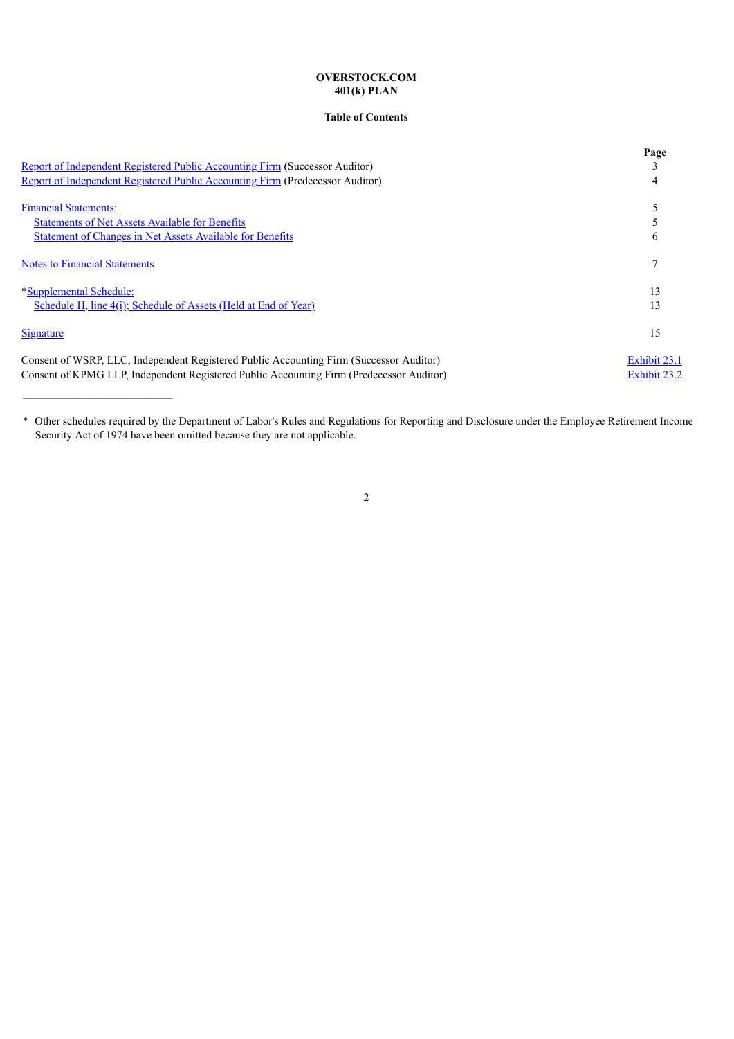**OVERSTOCK.COM**
**401(k) PLAN**

**Table of Contents**

| | Page |
|---|---|
| Report of Independent Registered Public Accounting Firm (Successor Auditor) | 3 |
| Report of Independent Registered Public Accounting Firm (Predecessor Auditor) | 4 |
| | |
| Financial Statements: | 5 |
| Statements of Net Assets Available for Benefits | 5 |
| Statement of Changes in Net Assets Available for Benefits | 6 |
| | |
| Notes to Financial Statements | 7 |
| | |
| *Supplemental Schedule: | 13 |
| Schedule H, line 4(i); Schedule of Assets (Held at End of Year) | 13 |
| | |
| Signature | 15 |
| | |
| Consent of WSRP, LLC, Independent Registered Public Accounting Firm (Successor Auditor) | Exhibit 23.1 |
| Consent of KPMG LLP, Independent Registered Public Accounting Firm (Predecessor Auditor) | Exhibit 23.2 |

---

\* Other schedules required by the Department of Labor's Rules and Regulations for Reporting and Disclosure under the Employee Retirement Income Security Act of 1974 have been omitted because they are not applicable.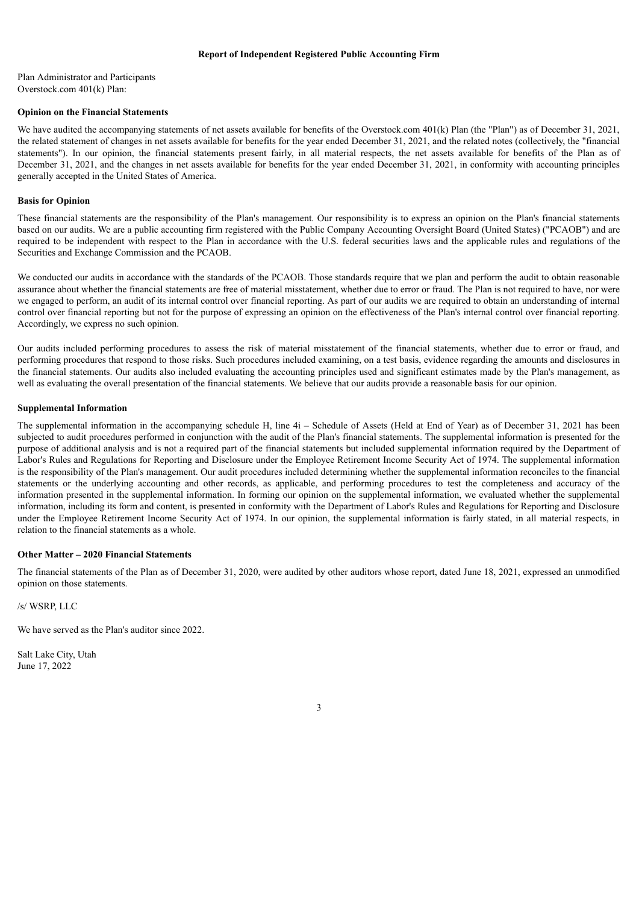# Report of Independent Registered Public Accounting Firm

Plan Administrator and Participants
Overstock.com 401(k) Plan:

### Opinion on the Financial Statements

We have audited the accompanying statements of net assets available for benefits of the Overstock.com 401(k) Plan (the "Plan") as of December 31, 2021, the related statement of changes in net assets available for benefits for the year ended December 31, 2021, and the related notes (collectively, the "financial statements"). In our opinion, the financial statements present fairly, in all material respects, the net assets available for benefits of the Plan as of December 31, 2021, and the changes in net assets available for benefits for the year ended December 31, 2021, in conformity with accounting principles generally accepted in the United States of America.

### Basis for Opinion

These financial statements are the responsibility of the Plan's management. Our responsibility is to express an opinion on the Plan's financial statements based on our audits. We are a public accounting firm registered with the Public Company Accounting Oversight Board (United States) ("PCAOB") and are required to be independent with respect to the Plan in accordance with the U.S. federal securities laws and the applicable rules and regulations of the Securities and Exchange Commission and the PCAOB.

We conducted our audits in accordance with the standards of the PCAOB. Those standards require that we plan and perform the audit to obtain reasonable assurance about whether the financial statements are free of material misstatement, whether due to error or fraud. The Plan is not required to have, nor were we engaged to perform, an audit of its internal control over financial reporting. As part of our audits we are required to obtain an understanding of internal control over financial reporting but not for the purpose of expressing an opinion on the effectiveness of the Plan's internal control over financial reporting. Accordingly, we express no such opinion.

Our audits included performing procedures to assess the risk of material misstatement of the financial statements, whether due to error or fraud, and performing procedures that respond to those risks. Such procedures included examining, on a test basis, evidence regarding the amounts and disclosures in the financial statements. Our audits also included evaluating the accounting principles used and significant estimates made by the Plan's management, as well as evaluating the overall presentation of the financial statements. We believe that our audits provide a reasonable basis for our opinion.

### Supplemental Information

The supplemental information in the accompanying schedule H, line 4i – Schedule of Assets (Held at End of Year) as of December 31, 2021 has been subjected to audit procedures performed in conjunction with the audit of the Plan's financial statements. The supplemental information is presented for the purpose of additional analysis and is not a required part of the financial statements but included supplemental information required by the Department of Labor's Rules and Regulations for Reporting and Disclosure under the Employee Retirement Income Security Act of 1974. The supplemental information is the responsibility of the Plan's management. Our audit procedures included determining whether the supplemental information reconciles to the financial statements or the underlying accounting and other records, as applicable, and performing procedures to test the completeness and accuracy of the information presented in the supplemental information. In forming our opinion on the supplemental information, we evaluated whether the supplemental information, including its form and content, is presented in conformity with the Department of Labor's Rules and Regulations for Reporting and Disclosure under the Employee Retirement Income Security Act of 1974. In our opinion, the supplemental information is fairly stated, in all material respects, in relation to the financial statements as a whole.

### Other Matter – 2020 Financial Statements

The financial statements of the Plan as of December 31, 2020, were audited by other auditors whose report, dated June 18, 2021, expressed an unmodified opinion on those statements.

/s/ WSRP, LLC

We have served as the Plan's auditor since 2022.

Salt Lake City, Utah
June 17, 2022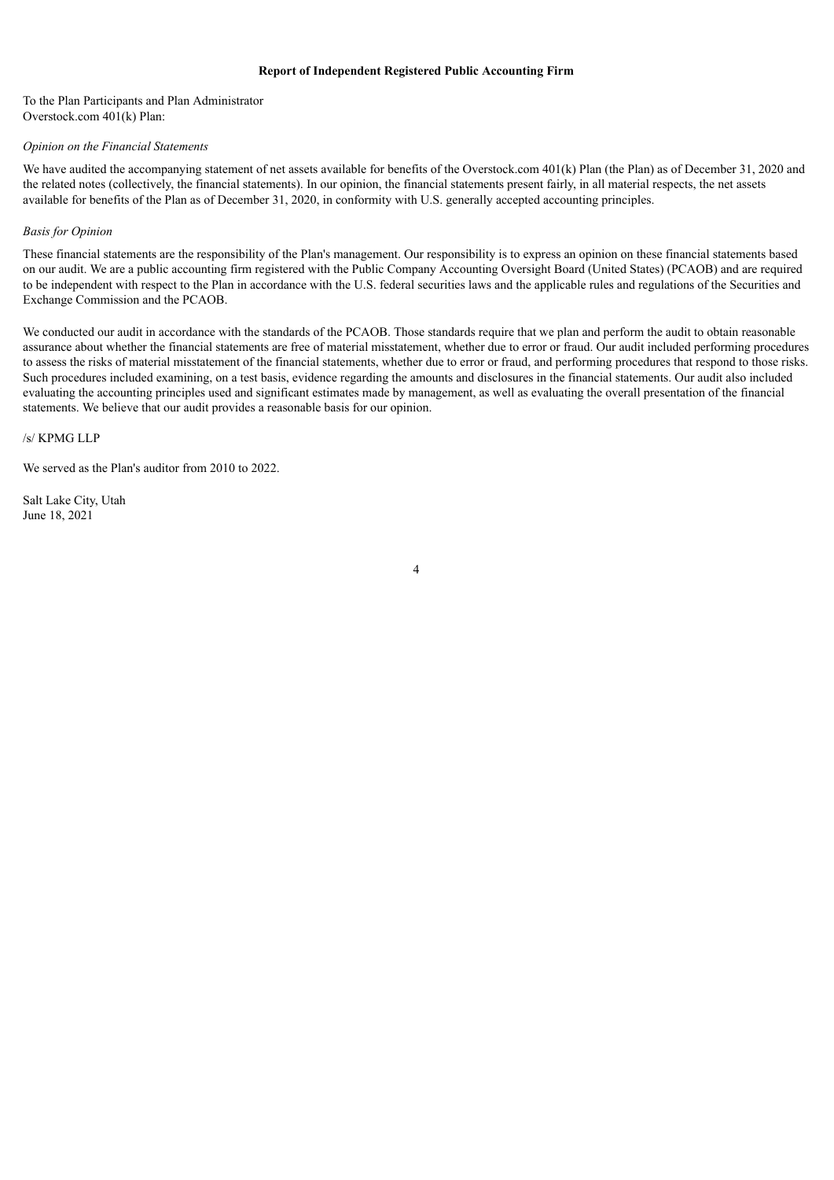## Report of Independent Registered Public Accounting Firm

To the Plan Participants and Plan Administrator
Overstock.com 401(k) Plan:

*Opinion on the Financial Statements*

We have audited the accompanying statement of net assets available for benefits of the Overstock.com 401(k) Plan (the Plan) as of December 31, 2020 and the related notes (collectively, the financial statements). In our opinion, the financial statements present fairly, in all material respects, the net assets available for benefits of the Plan as of December 31, 2020, in conformity with U.S. generally accepted accounting principles.

*Basis for Opinion*

These financial statements are the responsibility of the Plan's management. Our responsibility is to express an opinion on these financial statements based on our audit. We are a public accounting firm registered with the Public Company Accounting Oversight Board (United States) (PCAOB) and are required to be independent with respect to the Plan in accordance with the U.S. federal securities laws and the applicable rules and regulations of the Securities and Exchange Commission and the PCAOB.

We conducted our audit in accordance with the standards of the PCAOB. Those standards require that we plan and perform the audit to obtain reasonable assurance about whether the financial statements are free of material misstatement, whether due to error or fraud. Our audit included performing procedures to assess the risks of material misstatement of the financial statements, whether due to error or fraud, and performing procedures that respond to those risks. Such procedures included examining, on a test basis, evidence regarding the amounts and disclosures in the financial statements. Our audit also included evaluating the accounting principles used and significant estimates made by management, as well as evaluating the overall presentation of the financial statements. We believe that our audit provides a reasonable basis for our opinion.

/s/ KPMG LLP

We served as the Plan's auditor from 2010 to 2022.

Salt Lake City, Utah
June 18, 2021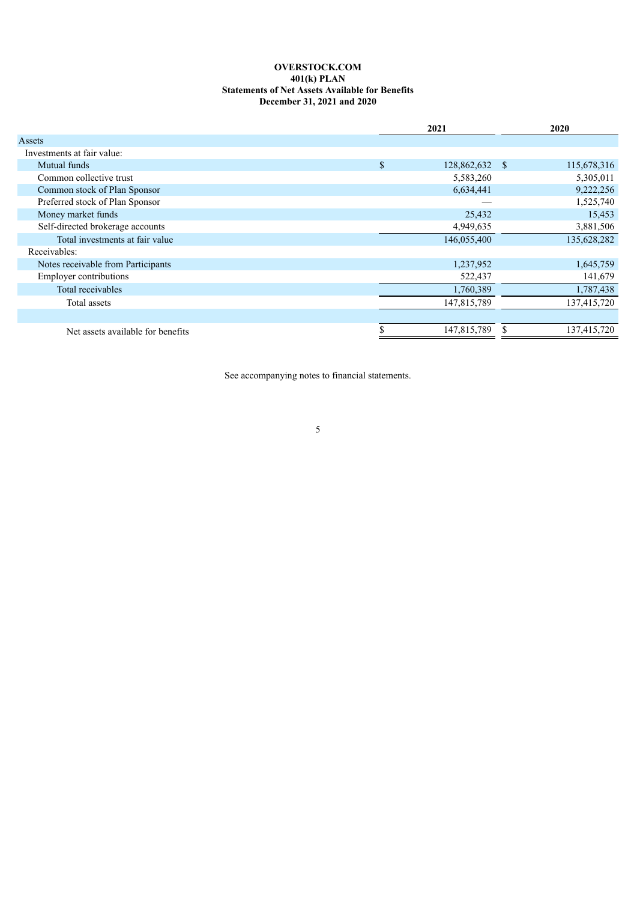**OVERSTOCK.COM**
**401(k) PLAN**
**Statements of Net Assets Available for Benefits**
**December 31, 2021 and 2020**

| | 2021 | 2020 |
|---|---|---|
| Assets | | |
| Investments at fair value: | | |
| Mutual funds | $ 128,862,632 | $ 115,678,316 |
| Common collective trust | 5,583,260 | 5,305,011 |
| Common stock of Plan Sponsor | 6,634,441 | 9,222,256 |
| Preferred stock of Plan Sponsor | — | 1,525,740 |
| Money market funds | 25,432 | 15,453 |
| Self-directed brokerage accounts | 4,949,635 | 3,881,506 |
| Total investments at fair value | 146,055,400 | 135,628,282 |
| Receivables: | | |
| Notes receivable from Participants | 1,237,952 | 1,645,759 |
| Employer contributions | 522,437 | 141,679 |
| Total receivables | 1,760,389 | 1,787,438 |
| Total assets | 147,815,789 | 137,415,720 |
| | | |
| Net assets available for benefits | $ 147,815,789 | $ 137,415,720 |

See accompanying notes to financial statements.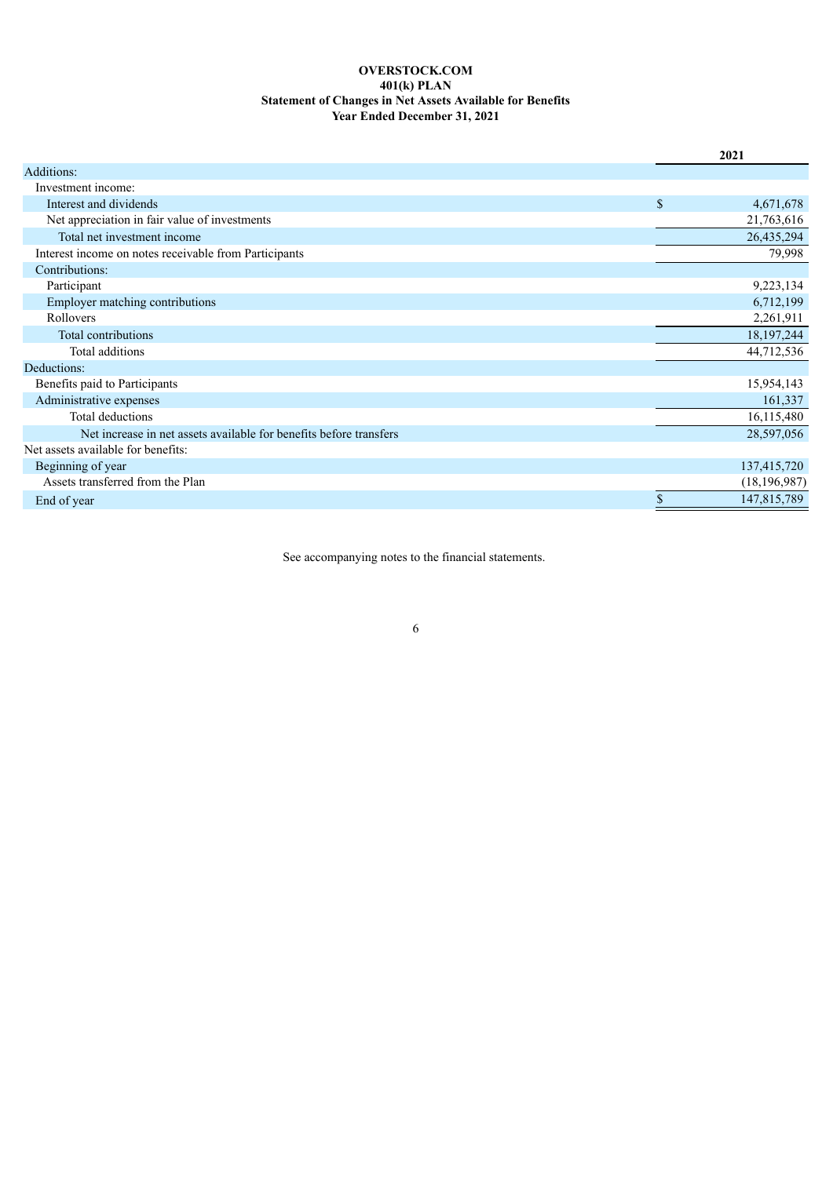# OVERSTOCK.COM
## 401(k) PLAN
### Statement of Changes in Net Assets Available for Benefits
### Year Ended December 31, 2021

| | 2021 |
|---|---|
| Additions: | |
| Investment income: | |
| Interest and dividends | $ 4,671,678 |
| Net appreciation in fair value of investments | 21,763,616 |
| Total net investment income | 26,435,294 |
| Interest income on notes receivable from Participants | 79,998 |
| Contributions: | |
| Participant | 9,223,134 |
| Employer matching contributions | 6,712,199 |
| Rollovers | 2,261,911 |
| Total contributions | 18,197,244 |
| Total additions | 44,712,536 |
| Deductions: | |
| Benefits paid to Participants | 15,954,143 |
| Administrative expenses | 161,337 |
| Total deductions | 16,115,480 |
| Net increase in net assets available for benefits before transfers | 28,597,056 |
| Net assets available for benefits: | |
| Beginning of year | 137,415,720 |
| Assets transferred from the Plan | (18,196,987) |
| End of year | $ 147,815,789 |

See accompanying notes to the financial statements.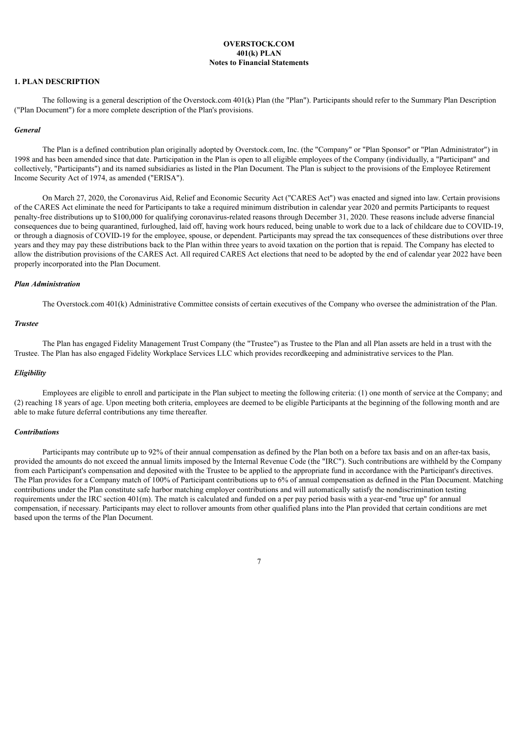**OVERSTOCK.COM**
**401(k) PLAN**
**Notes to Financial Statements**

## 1. PLAN DESCRIPTION

The following is a general description of the Overstock.com 401(k) Plan (the "Plan"). Participants should refer to the Summary Plan Description ("Plan Document") for a more complete description of the Plan's provisions.

### *General*

The Plan is a defined contribution plan originally adopted by Overstock.com, Inc. (the "Company" or "Plan Sponsor" or "Plan Administrator") in 1998 and has been amended since that date. Participation in the Plan is open to all eligible employees of the Company (individually, a "Participant" and collectively, "Participants") and its named subsidiaries as listed in the Plan Document. The Plan is subject to the provisions of the Employee Retirement Income Security Act of 1974, as amended ("ERISA").

On March 27, 2020, the Coronavirus Aid, Relief and Economic Security Act ("CARES Act") was enacted and signed into law. Certain provisions of the CARES Act eliminate the need for Participants to take a required minimum distribution in calendar year 2020 and permits Participants to request penalty-free distributions up to $100,000 for qualifying coronavirus-related reasons through December 31, 2020. These reasons include adverse financial consequences due to being quarantined, furloughed, laid off, having work hours reduced, being unable to work due to a lack of childcare due to COVID-19, or through a diagnosis of COVID-19 for the employee, spouse, or dependent. Participants may spread the tax consequences of these distributions over three years and they may pay these distributions back to the Plan within three years to avoid taxation on the portion that is repaid. The Company has elected to allow the distribution provisions of the CARES Act. All required CARES Act elections that need to be adopted by the end of calendar year 2022 have been properly incorporated into the Plan Document.

### *Plan Administration*

The Overstock.com 401(k) Administrative Committee consists of certain executives of the Company who oversee the administration of the Plan.

### *Trustee*

The Plan has engaged Fidelity Management Trust Company (the "Trustee") as Trustee to the Plan and all Plan assets are held in a trust with the Trustee. The Plan has also engaged Fidelity Workplace Services LLC which provides recordkeeping and administrative services to the Plan.

### *Eligibility*

Employees are eligible to enroll and participate in the Plan subject to meeting the following criteria: (1) one month of service at the Company; and (2) reaching 18 years of age. Upon meeting both criteria, employees are deemed to be eligible Participants at the beginning of the following month and are able to make future deferral contributions any time thereafter.

### *Contributions*

Participants may contribute up to 92% of their annual compensation as defined by the Plan both on a before tax basis and on an after-tax basis, provided the amounts do not exceed the annual limits imposed by the Internal Revenue Code (the "IRC"). Such contributions are withheld by the Company from each Participant's compensation and deposited with the Trustee to be applied to the appropriate fund in accordance with the Participant's directives. The Plan provides for a Company match of 100% of Participant contributions up to 6% of annual compensation as defined in the Plan Document. Matching contributions under the Plan constitute safe harbor matching employer contributions and will automatically satisfy the nondiscrimination testing requirements under the IRC section 401(m). The match is calculated and funded on a per pay period basis with a year-end "true up" for annual compensation, if necessary. Participants may elect to rollover amounts from other qualified plans into the Plan provided that certain conditions are met based upon the terms of the Plan Document.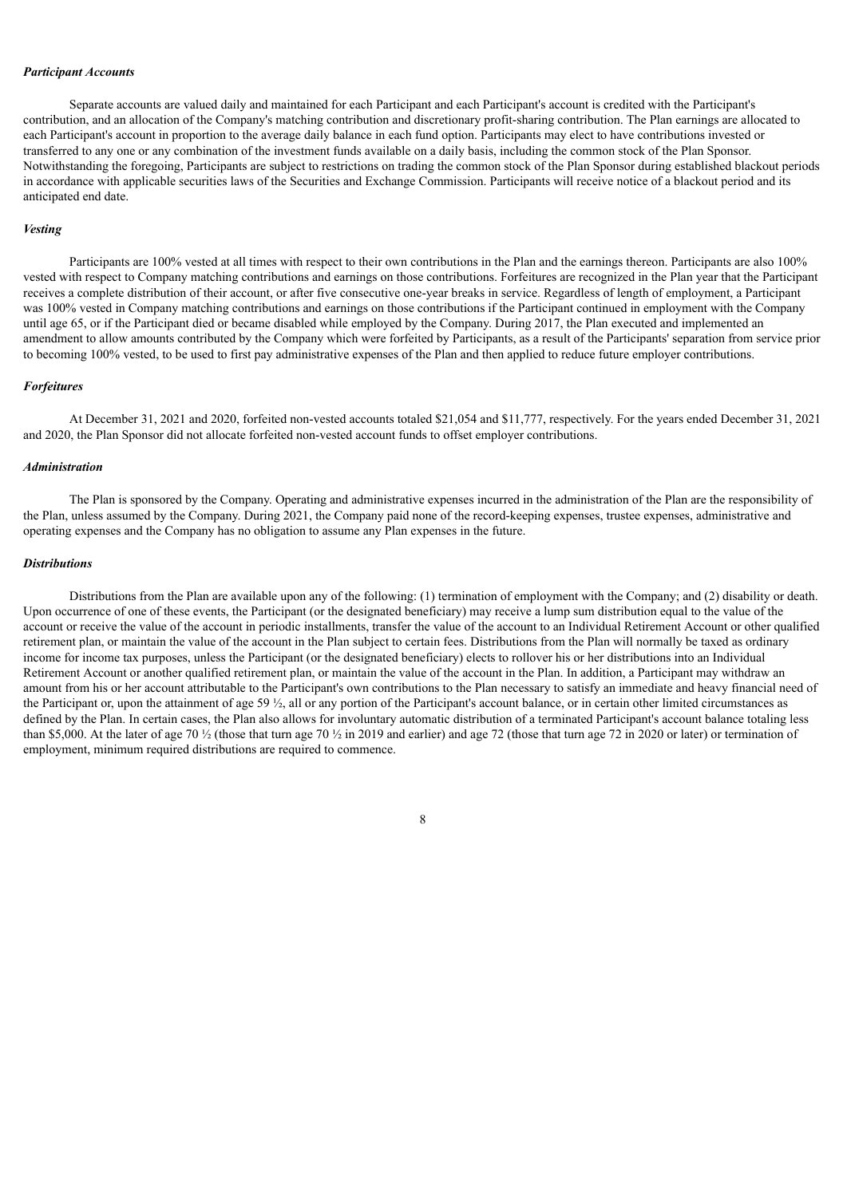***Participant Accounts***

Separate accounts are valued daily and maintained for each Participant and each Participant's account is credited with the Participant's contribution, and an allocation of the Company's matching contribution and discretionary profit-sharing contribution. The Plan earnings are allocated to each Participant's account in proportion to the average daily balance in each fund option. Participants may elect to have contributions invested or transferred to any one or any combination of the investment funds available on a daily basis, including the common stock of the Plan Sponsor. Notwithstanding the foregoing, Participants are subject to restrictions on trading the common stock of the Plan Sponsor during established blackout periods in accordance with applicable securities laws of the Securities and Exchange Commission. Participants will receive notice of a blackout period and its anticipated end date.

***Vesting***

Participants are 100% vested at all times with respect to their own contributions in the Plan and the earnings thereon. Participants are also 100% vested with respect to Company matching contributions and earnings on those contributions. Forfeitures are recognized in the Plan year that the Participant receives a complete distribution of their account, or after five consecutive one-year breaks in service. Regardless of length of employment, a Participant was 100% vested in Company matching contributions and earnings on those contributions if the Participant continued in employment with the Company until age 65, or if the Participant died or became disabled while employed by the Company. During 2017, the Plan executed and implemented an amendment to allow amounts contributed by the Company which were forfeited by Participants, as a result of the Participants' separation from service prior to becoming 100% vested, to be used to first pay administrative expenses of the Plan and then applied to reduce future employer contributions.

***Forfeitures***

At December 31, 2021 and 2020, forfeited non-vested accounts totaled $21,054 and $11,777, respectively. For the years ended December 31, 2021 and 2020, the Plan Sponsor did not allocate forfeited non-vested account funds to offset employer contributions.

***Administration***

The Plan is sponsored by the Company. Operating and administrative expenses incurred in the administration of the Plan are the responsibility of the Plan, unless assumed by the Company. During 2021, the Company paid none of the record-keeping expenses, trustee expenses, administrative and operating expenses and the Company has no obligation to assume any Plan expenses in the future.

***Distributions***

Distributions from the Plan are available upon any of the following: (1) termination of employment with the Company; and (2) disability or death. Upon occurrence of one of these events, the Participant (or the designated beneficiary) may receive a lump sum distribution equal to the value of the account or receive the value of the account in periodic installments, transfer the value of the account to an Individual Retirement Account or other qualified retirement plan, or maintain the value of the account in the Plan subject to certain fees. Distributions from the Plan will normally be taxed as ordinary income for income tax purposes, unless the Participant (or the designated beneficiary) elects to rollover his or her distributions into an Individual Retirement Account or another qualified retirement plan, or maintain the value of the account in the Plan. In addition, a Participant may withdraw an amount from his or her account attributable to the Participant's own contributions to the Plan necessary to satisfy an immediate and heavy financial need of the Participant or, upon the attainment of age 59 ½, all or any portion of the Participant's account balance, or in certain other limited circumstances as defined by the Plan. In certain cases, the Plan also allows for involuntary automatic distribution of a terminated Participant's account balance totaling less than $5,000. At the later of age 70 ½ (those that turn age 70 ½ in 2019 and earlier) and age 72 (those that turn age 72 in 2020 or later) or termination of employment, minimum required distributions are required to commence.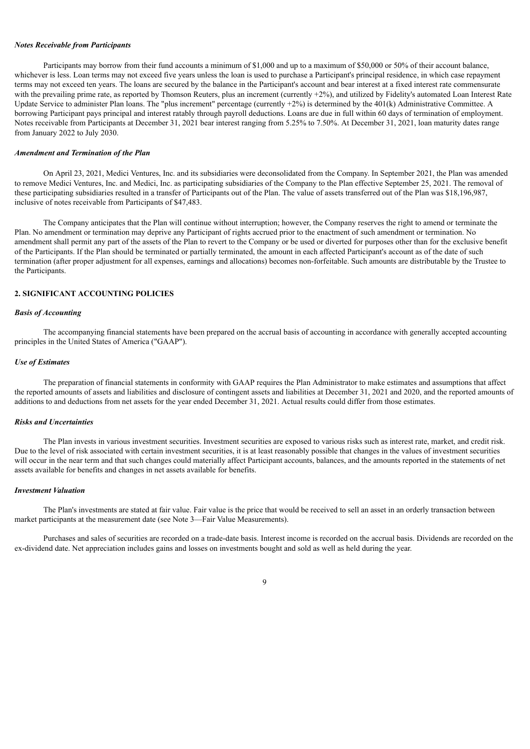***Notes Receivable from Participants***

Participants may borrow from their fund accounts a minimum of $1,000 and up to a maximum of $50,000 or 50% of their account balance, whichever is less. Loan terms may not exceed five years unless the loan is used to purchase a Participant's principal residence, in which case repayment terms may not exceed ten years. The loans are secured by the balance in the Participant's account and bear interest at a fixed interest rate commensurate with the prevailing prime rate, as reported by Thomson Reuters, plus an increment (currently +2%), and utilized by Fidelity's automated Loan Interest Rate Update Service to administer Plan loans. The "plus increment" percentage (currently +2%) is determined by the 401(k) Administrative Committee. A borrowing Participant pays principal and interest ratably through payroll deductions. Loans are due in full within 60 days of termination of employment. Notes receivable from Participants at December 31, 2021 bear interest ranging from 5.25% to 7.50%. At December 31, 2021, loan maturity dates range from January 2022 to July 2030.

***Amendment and Termination of the Plan***

On April 23, 2021, Medici Ventures, Inc. and its subsidiaries were deconsolidated from the Company. In September 2021, the Plan was amended to remove Medici Ventures, Inc. and Medici, Inc. as participating subsidiaries of the Company to the Plan effective September 25, 2021. The removal of these participating subsidiaries resulted in a transfer of Participants out of the Plan. The value of assets transferred out of the Plan was $18,196,987, inclusive of notes receivable from Participants of $47,483.

The Company anticipates that the Plan will continue without interruption; however, the Company reserves the right to amend or terminate the Plan. No amendment or termination may deprive any Participant of rights accrued prior to the enactment of such amendment or termination. No amendment shall permit any part of the assets of the Plan to revert to the Company or be used or diverted for purposes other than for the exclusive benefit of the Participants. If the Plan should be terminated or partially terminated, the amount in each affected Participant's account as of the date of such termination (after proper adjustment for all expenses, earnings and allocations) becomes non-forfeitable. Such amounts are distributable by the Trustee to the Participants.

## 2. SIGNIFICANT ACCOUNTING POLICIES

***Basis of Accounting***

The accompanying financial statements have been prepared on the accrual basis of accounting in accordance with generally accepted accounting principles in the United States of America ("GAAP").

***Use of Estimates***

The preparation of financial statements in conformity with GAAP requires the Plan Administrator to make estimates and assumptions that affect the reported amounts of assets and liabilities and disclosure of contingent assets and liabilities at December 31, 2021 and 2020, and the reported amounts of additions to and deductions from net assets for the year ended December 31, 2021. Actual results could differ from those estimates.

***Risks and Uncertainties***

The Plan invests in various investment securities. Investment securities are exposed to various risks such as interest rate, market, and credit risk. Due to the level of risk associated with certain investment securities, it is at least reasonably possible that changes in the values of investment securities will occur in the near term and that such changes could materially affect Participant accounts, balances, and the amounts reported in the statements of net assets available for benefits and changes in net assets available for benefits.

***Investment Valuation***

The Plan's investments are stated at fair value. Fair value is the price that would be received to sell an asset in an orderly transaction between market participants at the measurement date (see Note 3—Fair Value Measurements).

Purchases and sales of securities are recorded on a trade-date basis. Interest income is recorded on the accrual basis. Dividends are recorded on the ex-dividend date. Net appreciation includes gains and losses on investments bought and sold as well as held during the year.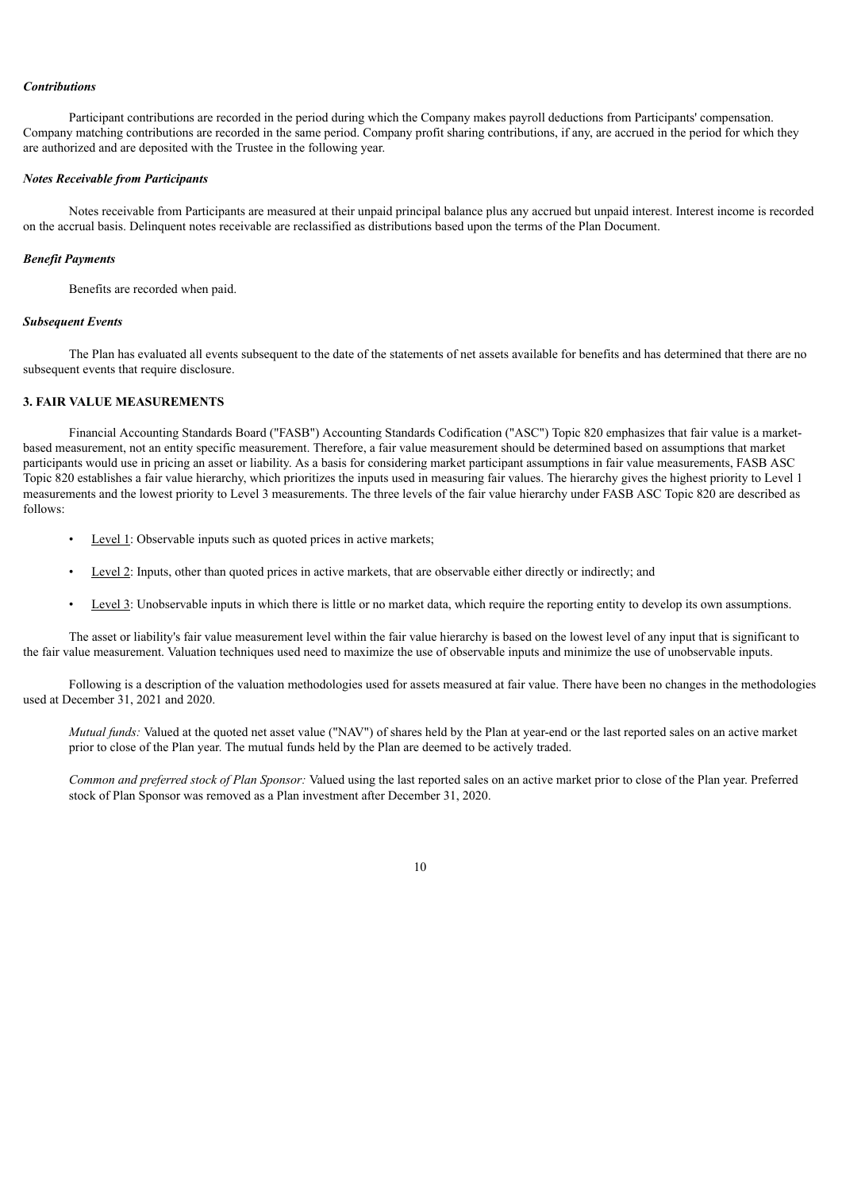***Contributions***

Participant contributions are recorded in the period during which the Company makes payroll deductions from Participants' compensation. Company matching contributions are recorded in the same period. Company profit sharing contributions, if any, are accrued in the period for which they are authorized and are deposited with the Trustee in the following year.

***Notes Receivable from Participants***

Notes receivable from Participants are measured at their unpaid principal balance plus any accrued but unpaid interest. Interest income is recorded on the accrual basis. Delinquent notes receivable are reclassified as distributions based upon the terms of the Plan Document.

***Benefit Payments***

Benefits are recorded when paid.

***Subsequent Events***

The Plan has evaluated all events subsequent to the date of the statements of net assets available for benefits and has determined that there are no subsequent events that require disclosure.

**3. FAIR VALUE MEASUREMENTS**

Financial Accounting Standards Board ("FASB") Accounting Standards Codification ("ASC") Topic 820 emphasizes that fair value is a market-based measurement, not an entity specific measurement. Therefore, a fair value measurement should be determined based on assumptions that market participants would use in pricing an asset or liability. As a basis for considering market participant assumptions in fair value measurements, FASB ASC Topic 820 establishes a fair value hierarchy, which prioritizes the inputs used in measuring fair values. The hierarchy gives the highest priority to Level 1 measurements and the lowest priority to Level 3 measurements. The three levels of the fair value hierarchy under FASB ASC Topic 820 are described as follows:

- Level 1: Observable inputs such as quoted prices in active markets;
- Level 2: Inputs, other than quoted prices in active markets, that are observable either directly or indirectly; and
- Level 3: Unobservable inputs in which there is little or no market data, which require the reporting entity to develop its own assumptions.

The asset or liability's fair value measurement level within the fair value hierarchy is based on the lowest level of any input that is significant to the fair value measurement. Valuation techniques used need to maximize the use of observable inputs and minimize the use of unobservable inputs.

Following is a description of the valuation methodologies used for assets measured at fair value. There have been no changes in the methodologies used at December 31, 2021 and 2020.

*Mutual funds:* Valued at the quoted net asset value ("NAV") of shares held by the Plan at year-end or the last reported sales on an active market prior to close of the Plan year. The mutual funds held by the Plan are deemed to be actively traded.

*Common and preferred stock of Plan Sponsor:* Valued using the last reported sales on an active market prior to close of the Plan year. Preferred stock of Plan Sponsor was removed as a Plan investment after December 31, 2020.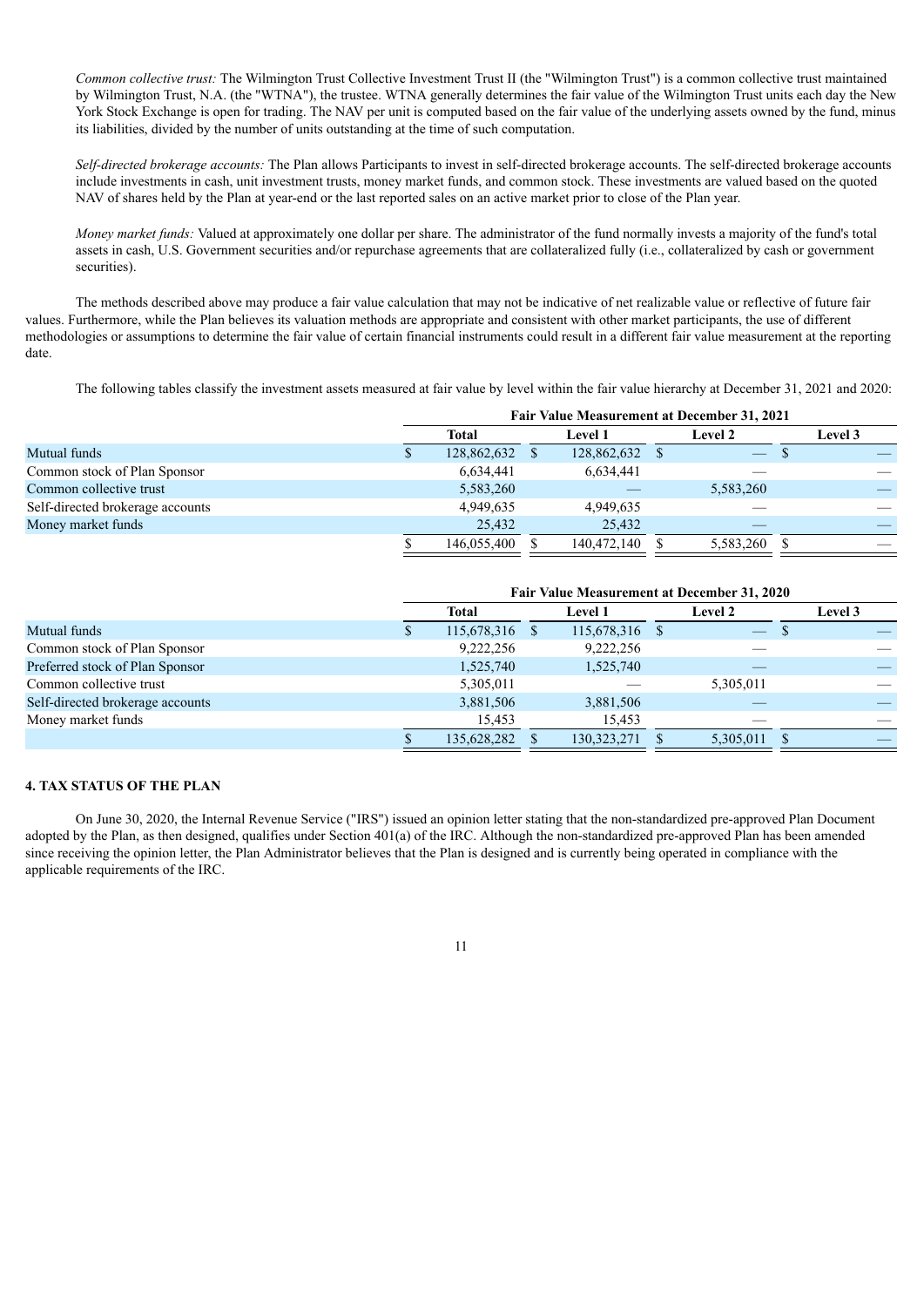*Common collective trust:* The Wilmington Trust Collective Investment Trust II (the "Wilmington Trust") is a common collective trust maintained by Wilmington Trust, N.A. (the "WTNA"), the trustee. WTNA generally determines the fair value of the Wilmington Trust units each day the New York Stock Exchange is open for trading. The NAV per unit is computed based on the fair value of the underlying assets owned by the fund, minus its liabilities, divided by the number of units outstanding at the time of such computation.

*Self-directed brokerage accounts:* The Plan allows Participants to invest in self-directed brokerage accounts. The self-directed brokerage accounts include investments in cash, unit investment trusts, money market funds, and common stock. These investments are valued based on the quoted NAV of shares held by the Plan at year-end or the last reported sales on an active market prior to close of the Plan year.

*Money market funds:* Valued at approximately one dollar per share. The administrator of the fund normally invests a majority of the fund's total assets in cash, U.S. Government securities and/or repurchase agreements that are collateralized fully (i.e., collateralized by cash or government securities).

The methods described above may produce a fair value calculation that may not be indicative of net realizable value or reflective of future fair values. Furthermore, while the Plan believes its valuation methods are appropriate and consistent with other market participants, the use of different methodologies or assumptions to determine the fair value of certain financial instruments could result in a different fair value measurement at the reporting date.

The following tables classify the investment assets measured at fair value by level within the fair value hierarchy at December 31, 2021 and 2020:

| | Fair Value Measurement at December 31, 2021 | | | |
|---|---|---|---|---|
| | Total | Level 1 | Level 2 | Level 3 |
| Mutual funds | $ 128,862,632 | $ 128,862,632 | $ — | $ — |
| Common stock of Plan Sponsor | 6,634,441 | 6,634,441 | — | — |
| Common collective trust | 5,583,260 | — | 5,583,260 | — |
| Self-directed brokerage accounts | 4,949,635 | 4,949,635 | — | — |
| Money market funds | 25,432 | 25,432 | — | — |
| | $ 146,055,400 | $ 140,472,140 | $ 5,583,260 | $ — |

| | Fair Value Measurement at December 31, 2020 | | | |
|---|---|---|---|---|
| | Total | Level 1 | Level 2 | Level 3 |
| Mutual funds | $ 115,678,316 | $ 115,678,316 | $ — | $ — |
| Common stock of Plan Sponsor | 9,222,256 | 9,222,256 | — | — |
| Preferred stock of Plan Sponsor | 1,525,740 | 1,525,740 | — | — |
| Common collective trust | 5,305,011 | — | 5,305,011 | — |
| Self-directed brokerage accounts | 3,881,506 | 3,881,506 | — | — |
| Money market funds | 15,453 | 15,453 | — | — |
| | $ 135,628,282 | $ 130,323,271 | $ 5,305,011 | $ — |

## 4. TAX STATUS OF THE PLAN

On June 30, 2020, the Internal Revenue Service ("IRS") issued an opinion letter stating that the non-standardized pre-approved Plan Document adopted by the Plan, as then designed, qualifies under Section 401(a) of the IRC. Although the non-standardized pre-approved Plan has been amended since receiving the opinion letter, the Plan Administrator believes that the Plan is designed and is currently being operated in compliance with the applicable requirements of the IRC.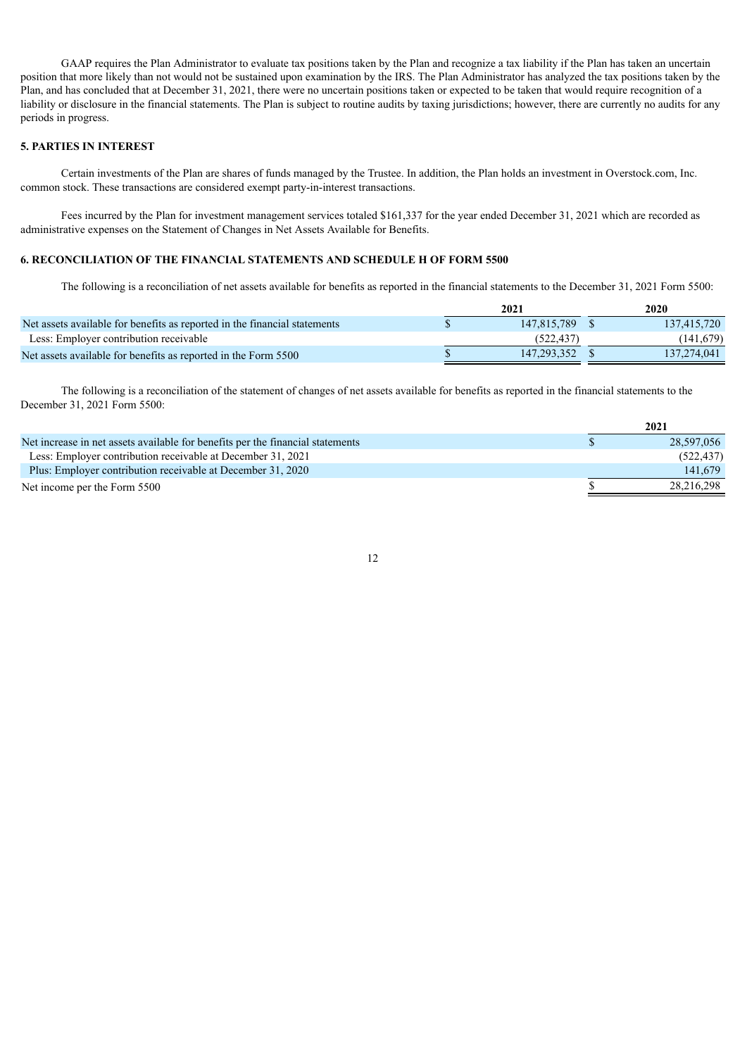GAAP requires the Plan Administrator to evaluate tax positions taken by the Plan and recognize a tax liability if the Plan has taken an uncertain position that more likely than not would not be sustained upon examination by the IRS. The Plan Administrator has analyzed the tax positions taken by the Plan, and has concluded that at December 31, 2021, there were no uncertain positions taken or expected to be taken that would require recognition of a liability or disclosure in the financial statements. The Plan is subject to routine audits by taxing jurisdictions; however, there are currently no audits for any periods in progress.

**5. PARTIES IN INTEREST**

Certain investments of the Plan are shares of funds managed by the Trustee. In addition, the Plan holds an investment in Overstock.com, Inc. common stock. These transactions are considered exempt party-in-interest transactions.

Fees incurred by the Plan for investment management services totaled $161,337 for the year ended December 31, 2021 which are recorded as administrative expenses on the Statement of Changes in Net Assets Available for Benefits.

**6. RECONCILIATION OF THE FINANCIAL STATEMENTS AND SCHEDULE H OF FORM 5500**

The following is a reconciliation of net assets available for benefits as reported in the financial statements to the December 31, 2021 Form 5500:

| | 2021 | 2020 |
|---|---|---|
| Net assets available for benefits as reported in the financial statements | $ 147,815,789 | $ 137,415,720 |
| Less: Employer contribution receivable | (522,437) | (141,679) |
| Net assets available for benefits as reported in the Form 5500 | $ 147,293,352 | $ 137,274,041 |

The following is a reconciliation of the statement of changes of net assets available for benefits as reported in the financial statements to the December 31, 2021 Form 5500:

| | 2021 |
|---|---|
| Net increase in net assets available for benefits per the financial statements | $ 28,597,056 |
| Less: Employer contribution receivable at December 31, 2021 | (522,437) |
| Plus: Employer contribution receivable at December 31, 2020 | 141,679 |
| Net income per the Form 5500 | $ 28,216,298 |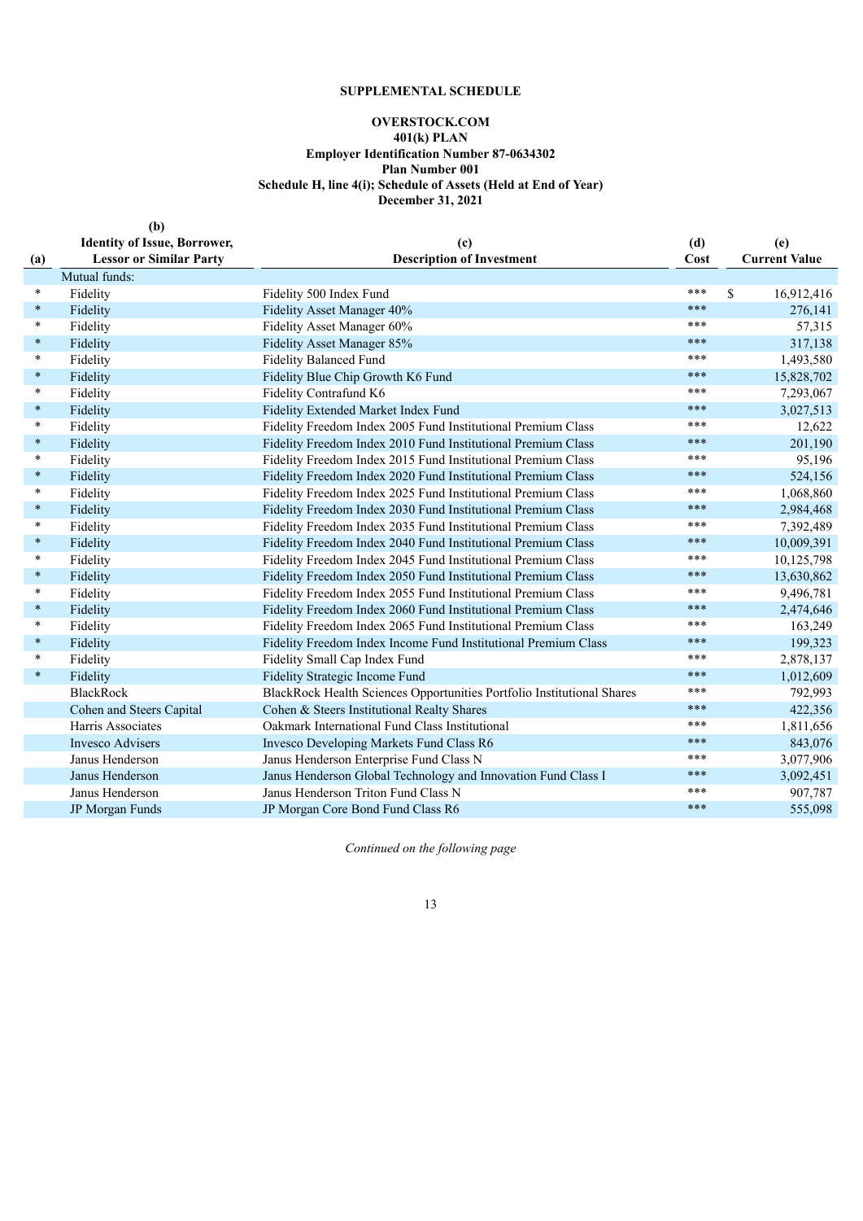**SUPPLEMENTAL SCHEDULE**

**OVERSTOCK.COM**
**401(k) PLAN**
**Employer Identification Number 87-0634302**
**Plan Number 001**
**Schedule H, line 4(i); Schedule of Assets (Held at End of Year)**
**December 31, 2021**

| (a) | (b) Identity of Issue, Borrower, Lessor or Similar Party | (c) Description of Investment | (d) Cost | (e) Current Value |
|---|---|---|---|---|
| | Mutual funds: | | | |
| * | Fidelity | Fidelity 500 Index Fund | *** | $ 16,912,416 |
| * | Fidelity | Fidelity Asset Manager 40% | *** | 276,141 |
| * | Fidelity | Fidelity Asset Manager 60% | *** | 57,315 |
| * | Fidelity | Fidelity Asset Manager 85% | *** | 317,138 |
| * | Fidelity | Fidelity Balanced Fund | *** | 1,493,580 |
| * | Fidelity | Fidelity Blue Chip Growth K6 Fund | *** | 15,828,702 |
| * | Fidelity | Fidelity Contrafund K6 | *** | 7,293,067 |
| * | Fidelity | Fidelity Extended Market Index Fund | *** | 3,027,513 |
| * | Fidelity | Fidelity Freedom Index 2005 Fund Institutional Premium Class | *** | 12,622 |
| * | Fidelity | Fidelity Freedom Index 2010 Fund Institutional Premium Class | *** | 201,190 |
| * | Fidelity | Fidelity Freedom Index 2015 Fund Institutional Premium Class | *** | 95,196 |
| * | Fidelity | Fidelity Freedom Index 2020 Fund Institutional Premium Class | *** | 524,156 |
| * | Fidelity | Fidelity Freedom Index 2025 Fund Institutional Premium Class | *** | 1,068,860 |
| * | Fidelity | Fidelity Freedom Index 2030 Fund Institutional Premium Class | *** | 2,984,468 |
| * | Fidelity | Fidelity Freedom Index 2035 Fund Institutional Premium Class | *** | 7,392,489 |
| * | Fidelity | Fidelity Freedom Index 2040 Fund Institutional Premium Class | *** | 10,009,391 |
| * | Fidelity | Fidelity Freedom Index 2045 Fund Institutional Premium Class | *** | 10,125,798 |
| * | Fidelity | Fidelity Freedom Index 2050 Fund Institutional Premium Class | *** | 13,630,862 |
| * | Fidelity | Fidelity Freedom Index 2055 Fund Institutional Premium Class | *** | 9,496,781 |
| * | Fidelity | Fidelity Freedom Index 2060 Fund Institutional Premium Class | *** | 2,474,646 |
| * | Fidelity | Fidelity Freedom Index 2065 Fund Institutional Premium Class | *** | 163,249 |
| * | Fidelity | Fidelity Freedom Index Income Fund Institutional Premium Class | *** | 199,323 |
| * | Fidelity | Fidelity Small Cap Index Fund | *** | 2,878,137 |
| * | Fidelity | Fidelity Strategic Income Fund | *** | 1,012,609 |
| | BlackRock | BlackRock Health Sciences Opportunities Portfolio Institutional Shares | *** | 792,993 |
| | Cohen and Steers Capital | Cohen & Steers Institutional Realty Shares | *** | 422,356 |
| | Harris Associates | Oakmark International Fund Class Institutional | *** | 1,811,656 |
| | Invesco Advisers | Invesco Developing Markets Fund Class R6 | *** | 843,076 |
| | Janus Henderson | Janus Henderson Enterprise Fund Class N | *** | 3,077,906 |
| | Janus Henderson | Janus Henderson Global Technology and Innovation Fund Class I | *** | 3,092,451 |
| | Janus Henderson | Janus Henderson Triton Fund Class N | *** | 907,787 |
| | JP Morgan Funds | JP Morgan Core Bond Fund Class R6 | *** | 555,098 |

*Continued on the following page*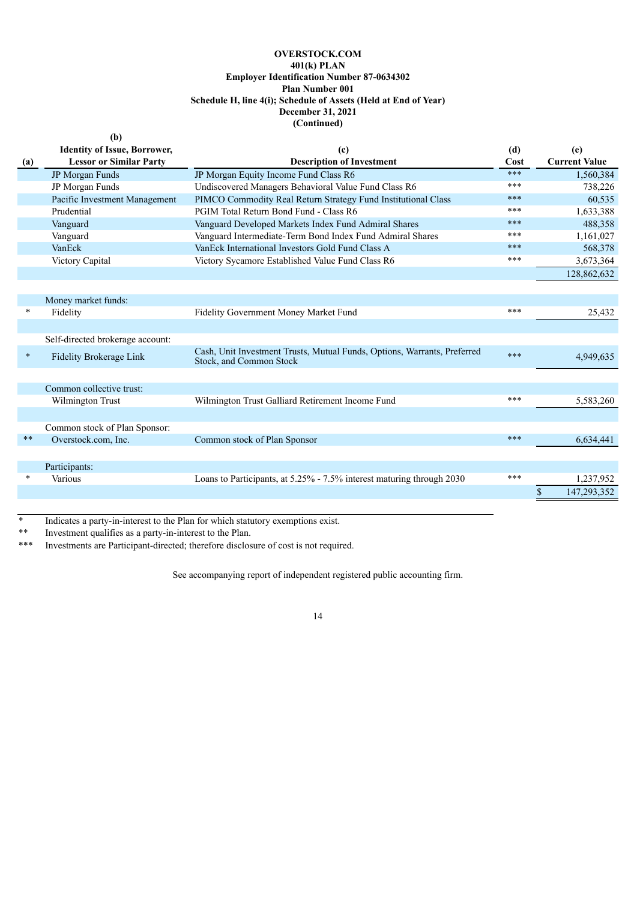**OVERSTOCK.COM**
**401(k) PLAN**
**Employer Identification Number 87-0634302**
**Plan Number 001**
**Schedule H, line 4(i); Schedule of Assets (Held at End of Year)**
**December 31, 2021**
**(Continued)**

| (a) | (b) Identity of Issue, Borrower, Lessor or Similar Party | (c) Description of Investment | (d) Cost | (e) Current Value |
|---|---|---|---|---|
| | JP Morgan Funds | JP Morgan Equity Income Fund Class R6 | *** | 1,560,384 |
| | JP Morgan Funds | Undiscovered Managers Behavioral Value Fund Class R6 | *** | 738,226 |
| | Pacific Investment Management | PIMCO Commodity Real Return Strategy Fund Institutional Class | *** | 60,535 |
| | Prudential | PGIM Total Return Bond Fund - Class R6 | *** | 1,633,388 |
| | Vanguard | Vanguard Developed Markets Index Fund Admiral Shares | *** | 488,358 |
| | Vanguard | Vanguard Intermediate-Term Bond Index Fund Admiral Shares | *** | 1,161,027 |
| | VanEck | VanEck International Investors Gold Fund Class A | *** | 568,378 |
| | Victory Capital | Victory Sycamore Established Value Fund Class R6 | *** | 3,673,364 |
| | | | | 128,862,632 |
| | Money market funds: | | | |
| * | Fidelity | Fidelity Government Money Market Fund | *** | 25,432 |
| | Self-directed brokerage account: | | | |
| * | Fidelity Brokerage Link | Cash, Unit Investment Trusts, Mutual Funds, Options, Warrants, Preferred Stock, and Common Stock | *** | 4,949,635 |
| | Common collective trust: | | | |
| | Wilmington Trust | Wilmington Trust Galliard Retirement Income Fund | *** | 5,583,260 |
| | Common stock of Plan Sponsor: | | | |
| ** | Overstock.com, Inc. | Common stock of Plan Sponsor | *** | 6,634,441 |
| | Participants: | | | |
| * | Various | Loans to Participants, at 5.25% - 7.5% interest maturing through 2030 | *** | 1,237,952 |
| | | | | $ 147,293,352 |

\* Indicates a party-in-interest to the Plan for which statutory exemptions exist.

** Investment qualifies as a party-in-interest to the Plan.

*** Investments are Participant-directed; therefore disclosure of cost is not required.

See accompanying report of independent registered public accounting firm.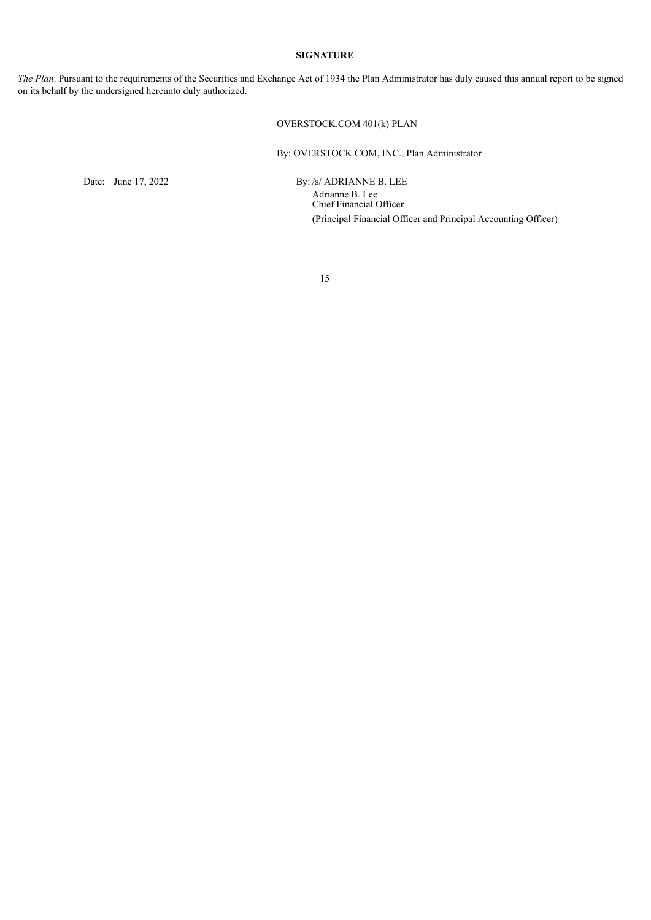**SIGNATURE**

*The Plan*. Pursuant to the requirements of the Securities and Exchange Act of 1934 the Plan Administrator has duly caused this annual report to be signed on its behalf by the undersigned hereunto duly authorized.

OVERSTOCK.COM 401(k) PLAN

By: OVERSTOCK.COM, INC., Plan Administrator

Date: June 17, 2022

By: /s/ ADRIANNE B. LEE

Adrianne B. Lee
Chief Financial Officer
(Principal Financial Officer and Principal Accounting Officer)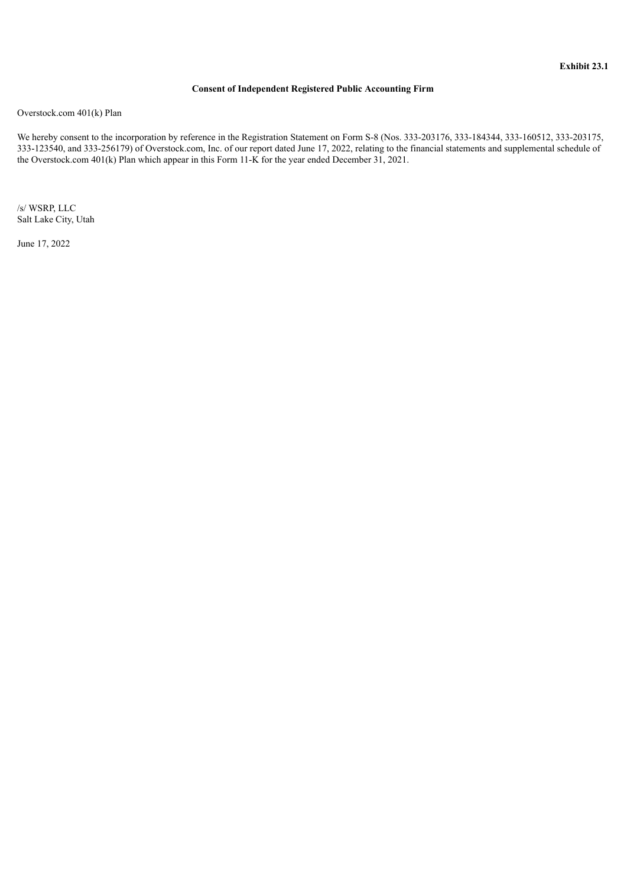**Exhibit 23.1**

**Consent of Independent Registered Public Accounting Firm**

Overstock.com 401(k) Plan

We hereby consent to the incorporation by reference in the Registration Statement on Form S-8 (Nos. 333-203176, 333-184344, 333-160512, 333-203175, 333-123540, and 333-256179) of Overstock.com, Inc. of our report dated June 17, 2022, relating to the financial statements and supplemental schedule of the Overstock.com 401(k) Plan which appear in this Form 11-K for the year ended December 31, 2021.

/s/ WSRP, LLC
Salt Lake City, Utah

June 17, 2022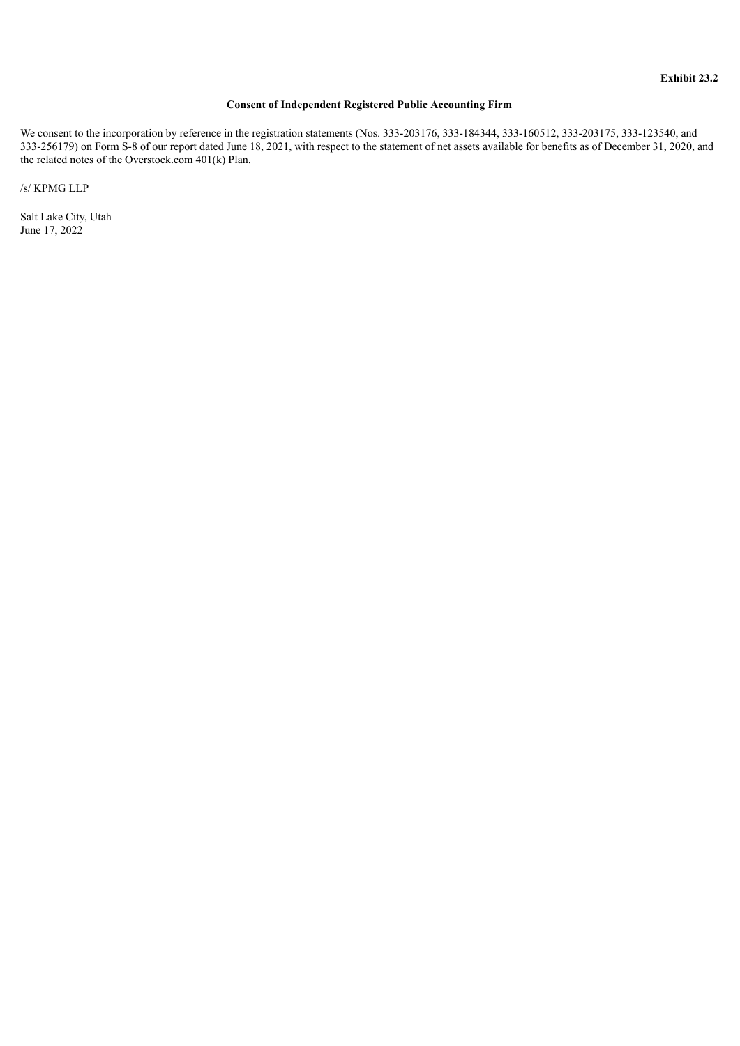**Exhibit 23.2**

**Consent of Independent Registered Public Accounting Firm**

We consent to the incorporation by reference in the registration statements (Nos. 333-203176, 333-184344, 333-160512, 333-203175, 333-123540, and 333-256179) on Form S-8 of our report dated June 18, 2021, with respect to the statement of net assets available for benefits as of December 31, 2020, and the related notes of the Overstock.com 401(k) Plan.

/s/ KPMG LLP

Salt Lake City, Utah
June 17, 2022